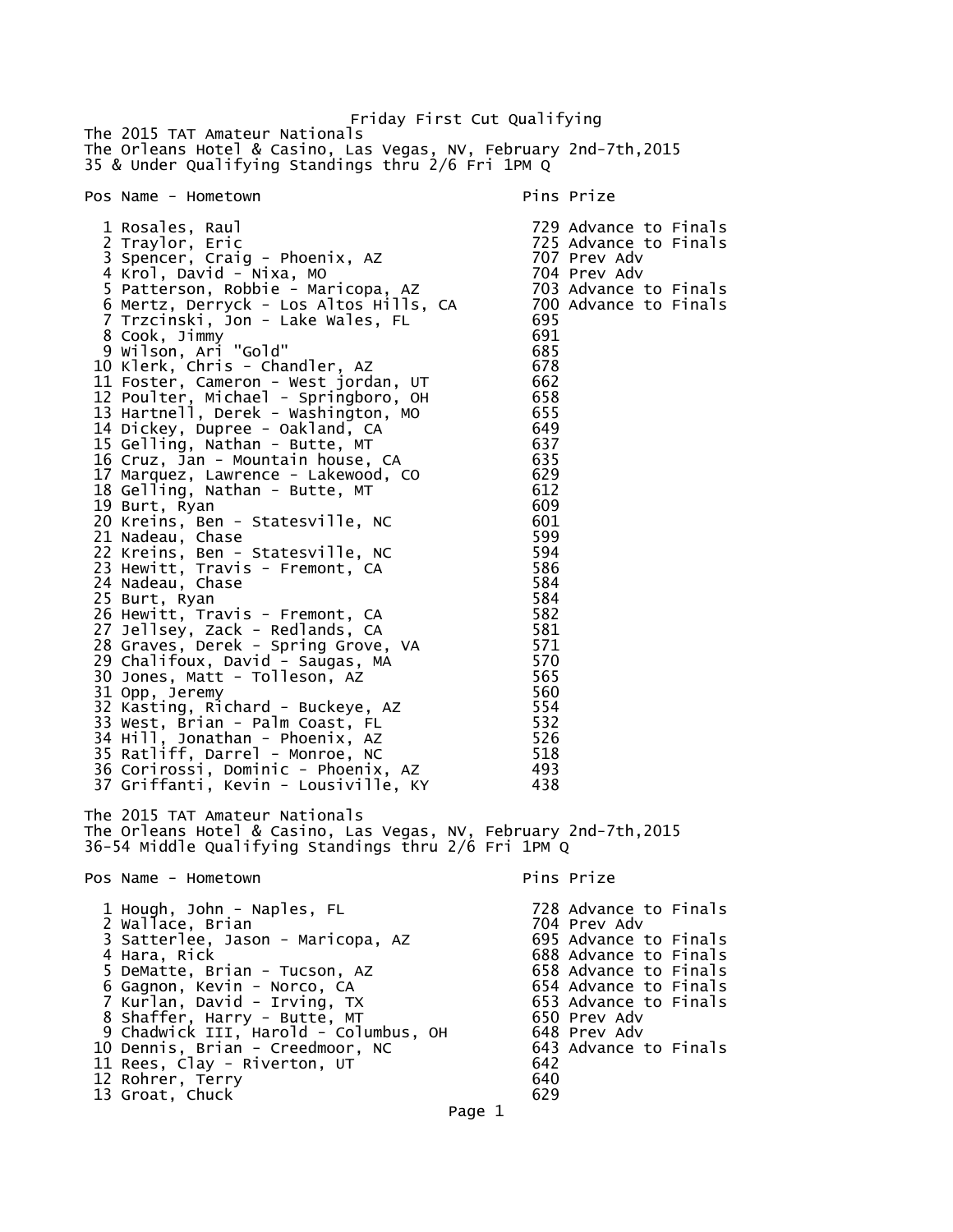# Friday First Cut Qualifying

The 2015 TAT Amateur Nationals
The Orleans Hotel & Casino, Las Vegas, NV, February 2nd-7th,2015
35 & Under Qualifying Standings thru 2/6 Fri 1PM Q

| Pos | Name - Hometown | Pins | Prize |
|---|---|---|---|
| 1 | Rosales, Raul | 729 | Advance to Finals |
| 2 | Traylor, Eric | 725 | Advance to Finals |
| 3 | Spencer, Craig - Phoenix, AZ | 707 | Prev Adv |
| 4 | Krol, David - Nixa, MO | 704 | Prev Adv |
| 5 | Patterson, Robbie - Maricopa, AZ | 703 | Advance to Finals |
| 6 | Mertz, Derryck - Los Altos Hills, CA | 700 | Advance to Finals |
| 7 | Trzcinski, Jon - Lake Wales, FL | 695 | |
| 8 | Cook, Jimmy | 691 | |
| 9 | Wilson, Ari "Gold" | 685 | |
| 10 | Klerk, Chris - Chandler, AZ | 678 | |
| 11 | Foster, Cameron - West jordan, UT | 662 | |
| 12 | Poulter, Michael - Springboro, OH | 658 | |
| 13 | Hartnell, Derek - Washington, MO | 655 | |
| 14 | Dickey, Dupree - Oakland, CA | 649 | |
| 15 | Gelling, Nathan - Butte, MT | 637 | |
| 16 | Cruz, Jan - Mountain house, CA | 635 | |
| 17 | Marquez, Lawrence - Lakewood, CO | 629 | |
| 18 | Gelling, Nathan - Butte, MT | 612 | |
| 19 | Burt, Ryan | 609 | |
| 20 | Kreins, Ben - Statesville, NC | 601 | |
| 21 | Nadeau, Chase | 599 | |
| 22 | Kreins, Ben - Statesville, NC | 594 | |
| 23 | Hewitt, Travis - Fremont, CA | 586 | |
| 24 | Nadeau, Chase | 584 | |
| 25 | Burt, Ryan | 584 | |
| 26 | Hewitt, Travis - Fremont, CA | 582 | |
| 27 | Jellsey, Zack - Redlands, CA | 581 | |
| 28 | Graves, Derek - Spring Grove, VA | 571 | |
| 29 | Chalifoux, David - Saugas, MA | 570 | |
| 30 | Jones, Matt - Tolleson, AZ | 565 | |
| 31 | Opp, Jeremy | 560 | |
| 32 | Kasting, Richard - Buckeye, AZ | 554 | |
| 33 | West, Brian - Palm Coast, FL | 532 | |
| 34 | Hill, Jonathan - Phoenix, AZ | 526 | |
| 35 | Ratliff, Darrel - Monroe, NC | 518 | |
| 36 | Corirossi, Dominic - Phoenix, AZ | 493 | |
| 37 | Griffanti, Kevin - Lousiville, KY | 438 | |

The 2015 TAT Amateur Nationals
The Orleans Hotel & Casino, Las Vegas, NV, February 2nd-7th,2015
36-54 Middle Qualifying Standings thru 2/6 Fri 1PM Q

| Pos | Name - Hometown | Pins | Prize |
|---|---|---|---|
| 1 | Hough, John - Naples, FL | 728 | Advance to Finals |
| 2 | Wallace, Brian | 704 | Prev Adv |
| 3 | Satterlee, Jason - Maricopa, AZ | 695 | Advance to Finals |
| 4 | Hara, Rick | 688 | Advance to Finals |
| 5 | DeMatte, Brian - Tucson, AZ | 658 | Advance to Finals |
| 6 | Gagnon, Kevin - Norco, CA | 654 | Advance to Finals |
| 7 | Kurlan, David - Irving, TX | 653 | Advance to Finals |
| 8 | Shaffer, Harry - Butte, MT | 650 | Prev Adv |
| 9 | Chadwick III, Harold - Columbus, OH | 648 | Prev Adv |
| 10 | Dennis, Brian - Creedmoor, NC | 643 | Advance to Finals |
| 11 | Rees, Clay - Riverton, UT | 642 | |
| 12 | Rohrer, Terry | 640 | |
| 13 | Groat, Chuck | 629 | |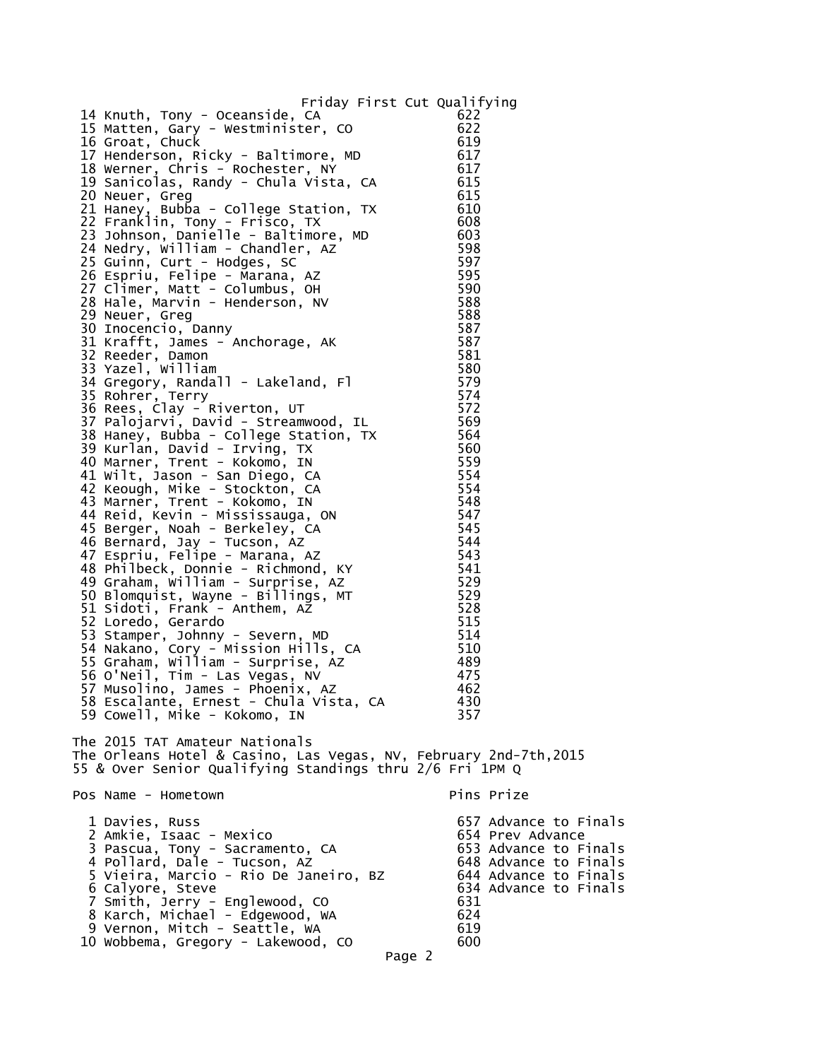Friday First Cut Qualifying

| Pos | Name - Hometown | Pins |
|---|---|---|
| 14 | Knuth, Tony - Oceanside, CA | 622 |
| 15 | Matten, Gary - Westminister, CO | 622 |
| 16 | Groat, Chuck | 619 |
| 17 | Henderson, Ricky - Baltimore, MD | 617 |
| 18 | Werner, Chris - Rochester, NY | 617 |
| 19 | Sanicolas, Randy - Chula Vista, CA | 615 |
| 20 | Neuer, Greg | 615 |
| 21 | Haney, Bubba - College Station, TX | 610 |
| 22 | Franklin, Tony - Frisco, TX | 608 |
| 23 | Johnson, Danielle - Baltimore, MD | 603 |
| 24 | Nedry, William - Chandler, AZ | 598 |
| 25 | Guinn, Curt - Hodges, SC | 597 |
| 26 | Espriu, Felipe - Marana, AZ | 595 |
| 27 | Climer, Matt - Columbus, OH | 590 |
| 28 | Hale, Marvin - Henderson, NV | 588 |
| 29 | Neuer, Greg | 588 |
| 30 | Inocencio, Danny | 587 |
| 31 | Krafft, James - Anchorage, AK | 587 |
| 32 | Reeder, Damon | 581 |
| 33 | Yazel, William | 580 |
| 34 | Gregory, Randall - Lakeland, Fl | 579 |
| 35 | Rohrer, Terry | 574 |
| 36 | Rees, Clay - Riverton, UT | 572 |
| 37 | Palojarvi, David - Streamwood, IL | 569 |
| 38 | Haney, Bubba - College Station, TX | 564 |
| 39 | Kurlan, David - Irving, TX | 560 |
| 40 | Marner, Trent - Kokomo, IN | 559 |
| 41 | Wilt, Jason - San Diego, CA | 554 |
| 42 | Keough, Mike - Stockton, CA | 554 |
| 43 | Marner, Trent - Kokomo, IN | 548 |
| 44 | Reid, Kevin - Mississauga, ON | 547 |
| 45 | Berger, Noah - Berkeley, CA | 545 |
| 46 | Bernard, Jay - Tucson, AZ | 544 |
| 47 | Espriu, Felipe - Marana, AZ | 543 |
| 48 | Philbeck, Donnie - Richmond, KY | 541 |
| 49 | Graham, William - Surprise, AZ | 529 |
| 50 | Blomquist, Wayne - Billings, MT | 529 |
| 51 | Sidoti, Frank - Anthem, AZ | 528 |
| 52 | Loredo, Gerardo | 515 |
| 53 | Stamper, Johnny - Severn, MD | 514 |
| 54 | Nakano, Cory - Mission Hills, CA | 510 |
| 55 | Graham, William - Surprise, AZ | 489 |
| 56 | O'Neil, Tim - Las Vegas, NV | 475 |
| 57 | Musolino, James - Phoenix, AZ | 462 |
| 58 | Escalante, Ernest - Chula Vista, CA | 430 |
| 59 | Cowell, Mike - Kokomo, IN | 357 |

The 2015 TAT Amateur Nationals
The Orleans Hotel & Casino, Las Vegas, NV, February 2nd-7th,2015
55 & Over Senior Qualifying Standings thru 2/6 Fri 1PM Q

| Pos | Name - Hometown | Pins | Prize |
|---|---|---|---|
| 1 | Davies, Russ | 657 | Advance to Finals |
| 2 | Amkie, Isaac - Mexico | 654 | Prev Advance |
| 3 | Pascua, Tony - Sacramento, CA | 653 | Advance to Finals |
| 4 | Pollard, Dale - Tucson, AZ | 648 | Advance to Finals |
| 5 | Vieira, Marcio - Rio De Janeiro, BZ | 644 | Advance to Finals |
| 6 | Calyore, Steve | 634 | Advance to Finals |
| 7 | Smith, Jerry - Englewood, CO | 631 | |
| 8 | Karch, Michael - Edgewood, WA | 624 | |
| 9 | Vernon, Mitch - Seattle, WA | 619 | |
| 10 | Wobbema, Gregory - Lakewood, CO | 600 | |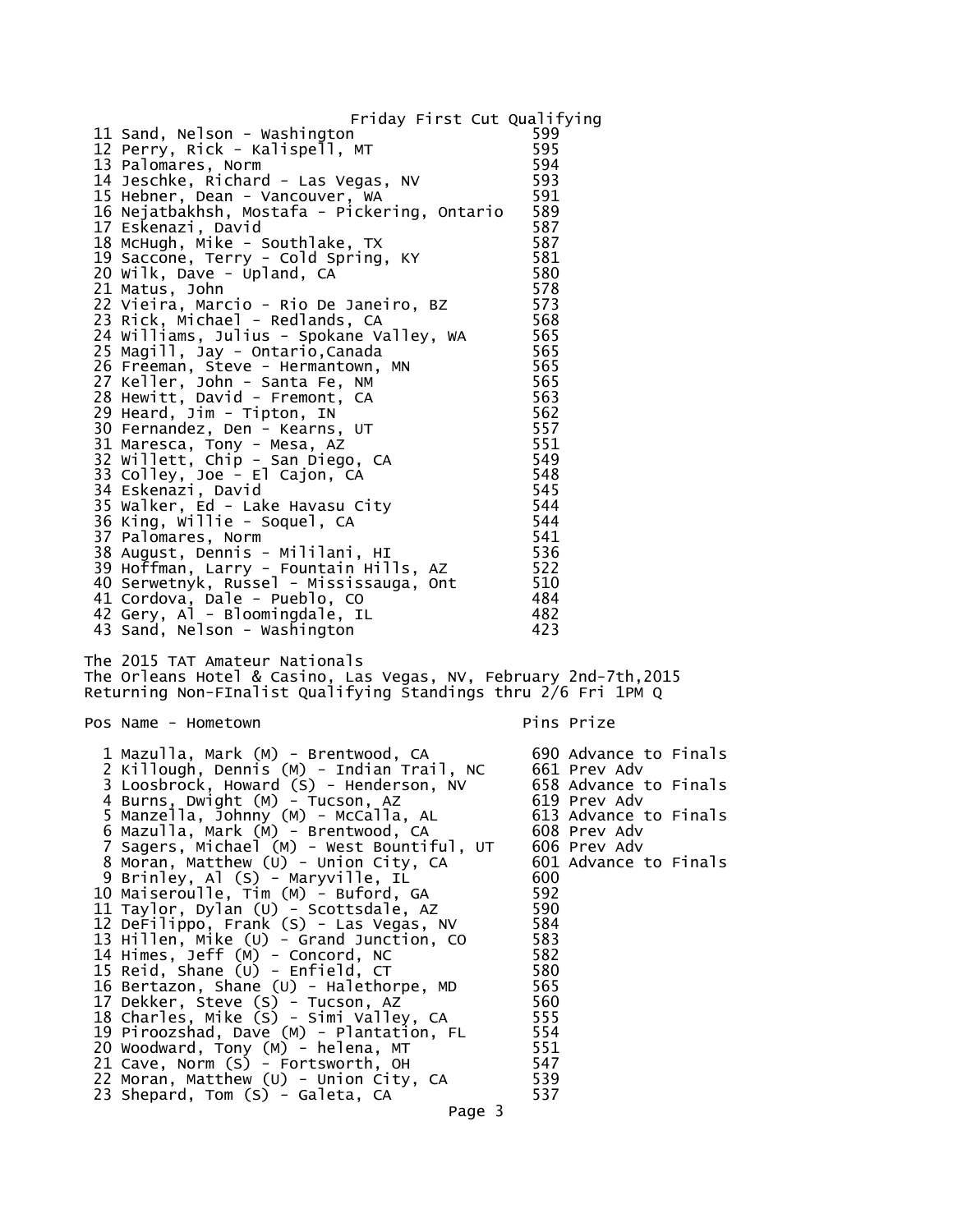Friday First Cut Qualifying

| Pos | Name - Hometown | Pins |
|---|---|---|
| 11 | Sand, Nelson - Washington | 599 |
| 12 | Perry, Rick - Kalispell, MT | 595 |
| 13 | Palomares, Norm | 594 |
| 14 | Jeschke, Richard - Las Vegas, NV | 593 |
| 15 | Hebner, Dean - Vancouver, WA | 591 |
| 16 | Nejatbakhsh, Mostafa - Pickering, Ontario | 589 |
| 17 | Eskenazi, David | 587 |
| 18 | McHugh, Mike - Southlake, TX | 587 |
| 19 | Saccone, Terry - Cold Spring, KY | 581 |
| 20 | Wilk, Dave - Upland, CA | 580 |
| 21 | Matus, John | 578 |
| 22 | Vieira, Marcio - Rio De Janeiro, BZ | 573 |
| 23 | Rick, Michael - Redlands, CA | 568 |
| 24 | Williams, Julius - Spokane Valley, WA | 565 |
| 25 | Magill, Jay - Ontario,Canada | 565 |
| 26 | Freeman, Steve - Hermantown, MN | 565 |
| 27 | Keller, John - Santa Fe, NM | 565 |
| 28 | Hewitt, David - Fremont, CA | 563 |
| 29 | Heard, Jim - Tipton, IN | 562 |
| 30 | Fernandez, Den - Kearns, UT | 557 |
| 31 | Maresca, Tony - Mesa, AZ | 551 |
| 32 | Willett, Chip - San Diego, CA | 549 |
| 33 | Colley, Joe - El Cajon, CA | 548 |
| 34 | Eskenazi, David | 545 |
| 35 | Walker, Ed - Lake Havasu City | 544 |
| 36 | King, Willie - Soquel, CA | 544 |
| 37 | Palomares, Norm | 541 |
| 38 | August, Dennis - Mililani, HI | 536 |
| 39 | Hoffman, Larry - Fountain Hills, AZ | 522 |
| 40 | Serwetnyk, Russel - Mississauga, Ont | 510 |
| 41 | Cordova, Dale - Pueblo, CO | 484 |
| 42 | Gery, Al - Bloomingdale, IL | 482 |
| 43 | Sand, Nelson - Washington | 423 |

The 2015 TAT Amateur Nationals
The Orleans Hotel & Casino, Las Vegas, NV, February 2nd-7th,2015
Returning Non-FInalist Qualifying Standings thru 2/6 Fri 1PM Q

| Pos | Name - Hometown | Pins | Prize |
|---|---|---|---|
| 1 | Mazulla, Mark (M) - Brentwood, CA | 690 | Advance to Finals |
| 2 | Killough, Dennis (M) - Indian Trail, NC | 661 | Prev Adv |
| 3 | Loosbrock, Howard (S) - Henderson, NV | 658 | Advance to Finals |
| 4 | Burns, Dwight (M) - Tucson, AZ | 619 | Prev Adv |
| 5 | Manzella, Johnny (M) - McCalla, AL | 613 | Advance to Finals |
| 6 | Mazulla, Mark (M) - Brentwood, CA | 608 | Prev Adv |
| 7 | Sagers, Michael (M) - West Bountiful, UT | 606 | Prev Adv |
| 8 | Moran, Matthew (U) - Union City, CA | 601 | Advance to Finals |
| 9 | Brinley, Al (S) - Maryville, IL | 600 | |
| 10 | Maiseroulle, Tim (M) - Buford, GA | 592 | |
| 11 | Taylor, Dylan (U) - Scottsdale, AZ | 590 | |
| 12 | DeFilippo, Frank (S) - Las Vegas, NV | 584 | |
| 13 | Hillen, Mike (U) - Grand Junction, CO | 583 | |
| 14 | Himes, Jeff (M) - Concord, NC | 582 | |
| 15 | Reid, Shane (U) - Enfield, CT | 580 | |
| 16 | Bertazon, Shane (U) - Halethorpe, MD | 565 | |
| 17 | Dekker, Steve (S) - Tucson, AZ | 560 | |
| 18 | Charles, Mike (S) - Simi Valley, CA | 555 | |
| 19 | Piroozshad, Dave (M) - Plantation, FL | 554 | |
| 20 | Woodward, Tony (M) - helena, MT | 551 | |
| 21 | Cave, Norm (S) - Fortsworth, OH | 547 | |
| 22 | Moran, Matthew (U) - Union City, CA | 539 | |
| 23 | Shepard, Tom (S) - Galeta, CA | 537 | |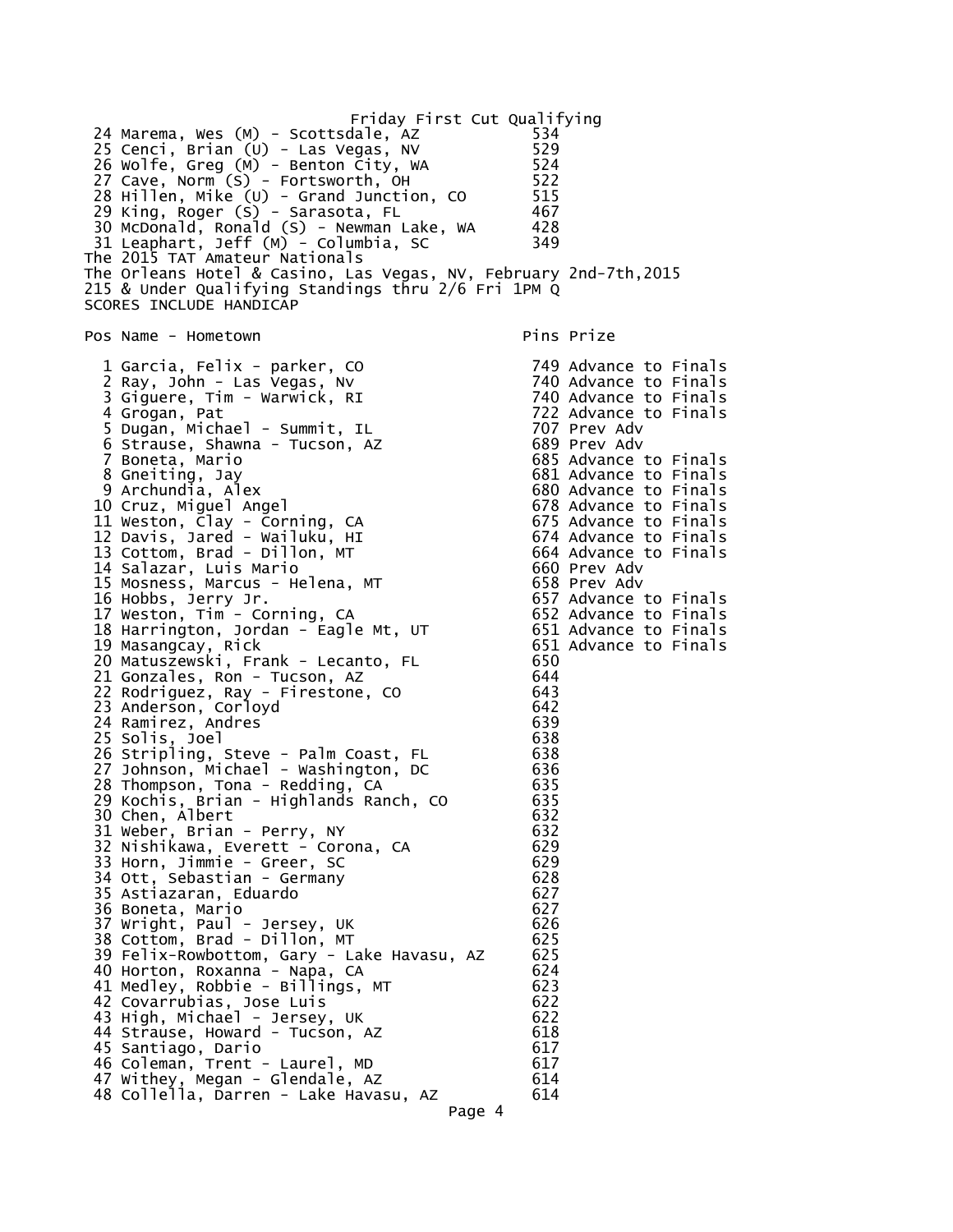Friday First Cut Qualifying

| Pos | Name - Hometown | Pins |
|---|---|---|
| 24 | Marema, Wes (M) - Scottsdale, AZ | 534 |
| 25 | Cenci, Brian (U) - Las Vegas, NV | 529 |
| 26 | Wolfe, Greg (M) - Benton City, WA | 524 |
| 27 | Cave, Norm (S) - Fortsworth, OH | 522 |
| 28 | Hillen, Mike (U) - Grand Junction, CO | 515 |
| 29 | King, Roger (S) - Sarasota, FL | 467 |
| 30 | McDonald, Ronald (S) - Newman Lake, WA | 428 |
| 31 | Leaphart, Jeff (M) - Columbia, SC | 349 |

The 2015 TAT Amateur Nationals
The Orleans Hotel & Casino, Las Vegas, NV, February 2nd-7th,2015
215 & Under Qualifying Standings thru 2/6 Fri 1PM Q
SCORES INCLUDE HANDICAP

| Pos | Name - Hometown | Pins | Prize |
|---|---|---|---|
| 1 | Garcia, Felix - parker, CO | 749 | Advance to Finals |
| 2 | Ray, John - Las Vegas, Nv | 740 | Advance to Finals |
| 3 | Giguere, Tim - Warwick, RI | 740 | Advance to Finals |
| 4 | Grogan, Pat | 722 | Advance to Finals |
| 5 | Dugan, Michael - Summit, IL | 707 | Prev Adv |
| 6 | Strause, Shawna - Tucson, AZ | 689 | Prev Adv |
| 7 | Boneta, Mario | 685 | Advance to Finals |
| 8 | Gneiting, Jay | 681 | Advance to Finals |
| 9 | Archundia, Alex | 680 | Advance to Finals |
| 10 | Cruz, Miguel Angel | 678 | Advance to Finals |
| 11 | Weston, Clay - Corning, CA | 675 | Advance to Finals |
| 12 | Davis, Jared - Wailuku, HI | 674 | Advance to Finals |
| 13 | Cottom, Brad - Dillon, MT | 664 | Advance to Finals |
| 14 | Salazar, Luis Mario | 660 | Prev Adv |
| 15 | Mosness, Marcus - Helena, MT | 658 | Prev Adv |
| 16 | Hobbs, Jerry Jr. | 657 | Advance to Finals |
| 17 | Weston, Tim - Corning, CA | 652 | Advance to Finals |
| 18 | Harrington, Jordan - Eagle Mt, UT | 651 | Advance to Finals |
| 19 | Masangcay, Rick | 651 | Advance to Finals |
| 20 | Matuszewski, Frank - Lecanto, FL | 650 | |
| 21 | Gonzales, Ron - Tucson, AZ | 644 | |
| 22 | Rodriguez, Ray - Firestone, CO | 643 | |
| 23 | Anderson, Corloyd | 642 | |
| 24 | Ramirez, Andres | 639 | |
| 25 | Solis, Joel | 638 | |
| 26 | Stripling, Steve - Palm Coast, FL | 638 | |
| 27 | Johnson, Michael - Washington, DC | 636 | |
| 28 | Thompson, Tona - Redding, CA | 635 | |
| 29 | Kochis, Brian - Highlands Ranch, CO | 635 | |
| 30 | Chen, Albert | 632 | |
| 31 | Weber, Brian - Perry, NY | 632 | |
| 32 | Nishikawa, Everett - Corona, CA | 629 | |
| 33 | Horn, Jimmie - Greer, SC | 629 | |
| 34 | Ott, Sebastian - Germany | 628 | |
| 35 | Astiazaran, Eduardo | 627 | |
| 36 | Boneta, Mario | 627 | |
| 37 | Wright, Paul - Jersey, UK | 626 | |
| 38 | Cottom, Brad - Dillon, MT | 625 | |
| 39 | Felix-Rowbottom, Gary - Lake Havasu, AZ | 625 | |
| 40 | Horton, Roxanna - Napa, CA | 624 | |
| 41 | Medley, Robbie - Billings, MT | 623 | |
| 42 | Covarrubias, Jose Luis | 622 | |
| 43 | High, Michael - Jersey, UK | 622 | |
| 44 | Strause, Howard - Tucson, AZ | 618 | |
| 45 | Santiago, Dario | 617 | |
| 46 | Coleman, Trent - Laurel, MD | 617 | |
| 47 | Withey, Megan - Glendale, AZ | 614 | |
| 48 | Collella, Darren - Lake Havasu, AZ | 614 | |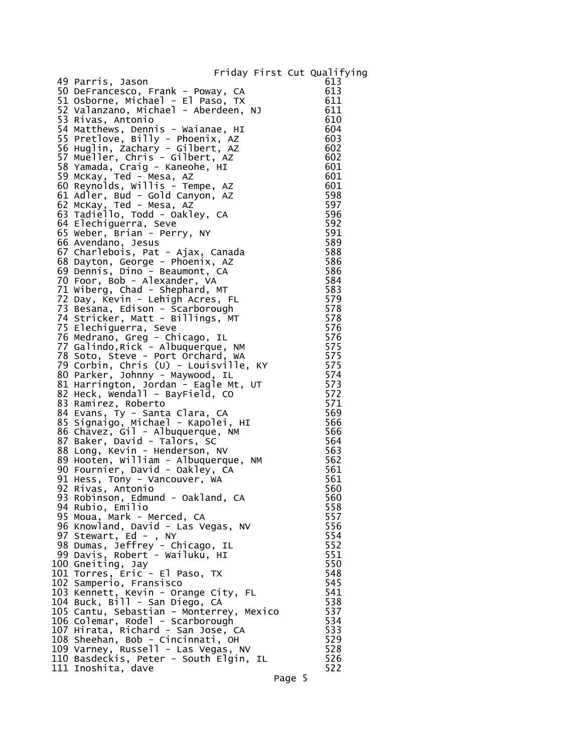Friday First Cut Qualifying

| # | Name | Score |
|---|---|---|
| 49 | Parris, Jason | 613 |
| 50 | DeFrancesco, Frank - Poway, CA | 613 |
| 51 | Osborne, Michael - El Paso, TX | 611 |
| 52 | Valanzano, Michael - Aberdeen, NJ | 611 |
| 53 | Rivas, Antonio | 610 |
| 54 | Matthews, Dennis - Waianae, HI | 604 |
| 55 | Pretlove, Billy - Phoenix, AZ | 603 |
| 56 | Huglin, Zachary - Gilbert, AZ | 602 |
| 57 | Mueller, Chris - Gilbert, AZ | 602 |
| 58 | Yamada, Craig - Kaneohe, HI | 601 |
| 59 | McKay, Ted - Mesa, AZ | 601 |
| 60 | Reynolds, Willis - Tempe, AZ | 601 |
| 61 | Adler, Bud - Gold Canyon, AZ | 598 |
| 62 | McKay, Ted - Mesa, AZ | 597 |
| 63 | Tadiello, Todd - Oakley, CA | 596 |
| 64 | Elechiguerra, Seve | 592 |
| 65 | Weber, Brian - Perry, NY | 591 |
| 66 | Avendano, Jesus | 589 |
| 67 | Charlebois, Pat - Ajax, Canada | 588 |
| 68 | Dayton, George - Phoenix, AZ | 586 |
| 69 | Dennis, Dino - Beaumont, CA | 586 |
| 70 | Foor, Bob - Alexander, VA | 584 |
| 71 | Wiberg, Chad - Shephard, MT | 583 |
| 72 | Day, Kevin - Lehigh Acres, FL | 579 |
| 73 | Besana, Edison - Scarborough | 578 |
| 74 | Stricker, Matt - Billings, MT | 578 |
| 75 | Elechiguerra, Seve | 576 |
| 76 | Medrano, Greg - Chicago, IL | 576 |
| 77 | Galindo,Rick - Albuquerque, NM | 575 |
| 78 | Soto, Steve - Port Orchard, WA | 575 |
| 79 | Corbin, Chris (U) - Louisville, KY | 575 |
| 80 | Parker, Johnny - Maywood, IL | 574 |
| 81 | Harrington, Jordan - Eagle Mt, UT | 573 |
| 82 | Heck, Wendall - BayField, CO | 572 |
| 83 | Ramirez, Roberto | 571 |
| 84 | Evans, Ty - Santa Clara, CA | 569 |
| 85 | Signaigo, Michael - Kapolei, HI | 566 |
| 86 | Chavez, Gil - Albuquerque, NM | 566 |
| 87 | Baker, David - Talors, SC | 564 |
| 88 | Long, Kevin - Henderson, NV | 563 |
| 89 | Hooten, William - Albuquerque, NM | 562 |
| 90 | Fournier, David - Oakley, CA | 561 |
| 91 | Hess, Tony - Vancouver, WA | 561 |
| 92 | Rivas, Antonio | 560 |
| 93 | Robinson, Edmund - Oakland, CA | 560 |
| 94 | Rubio, Emilio | 558 |
| 95 | Moua, Mark - Merced, CA | 557 |
| 96 | Knowland, David - Las Vegas, NV | 556 |
| 97 | Stewart, Ed - , NY | 554 |
| 98 | Dumas, Jeffrey - Chicago, IL | 552 |
| 99 | Davis, Robert - Wailuku, HI | 551 |
| 100 | Gneiting, Jay | 550 |
| 101 | Torres, Eric - El Paso, TX | 548 |
| 102 | Samperio, Fransisco | 545 |
| 103 | Kennett, Kevin - Orange City, FL | 541 |
| 104 | Buck, Bill - San Diego, CA | 538 |
| 105 | Cantu, Sebastian - Monterrey, Mexico | 537 |
| 106 | Colemar, Rodel - Scarborough | 534 |
| 107 | Hirata, Richard - San Jose, CA | 533 |
| 108 | Sheehan, Bob - Cincinnati, OH | 529 |
| 109 | Varney, Russell - Las Vegas, NV | 528 |
| 110 | Basdeckis, Peter - South Elgin, IL | 526 |
| 111 | Inoshita, dave | 522 |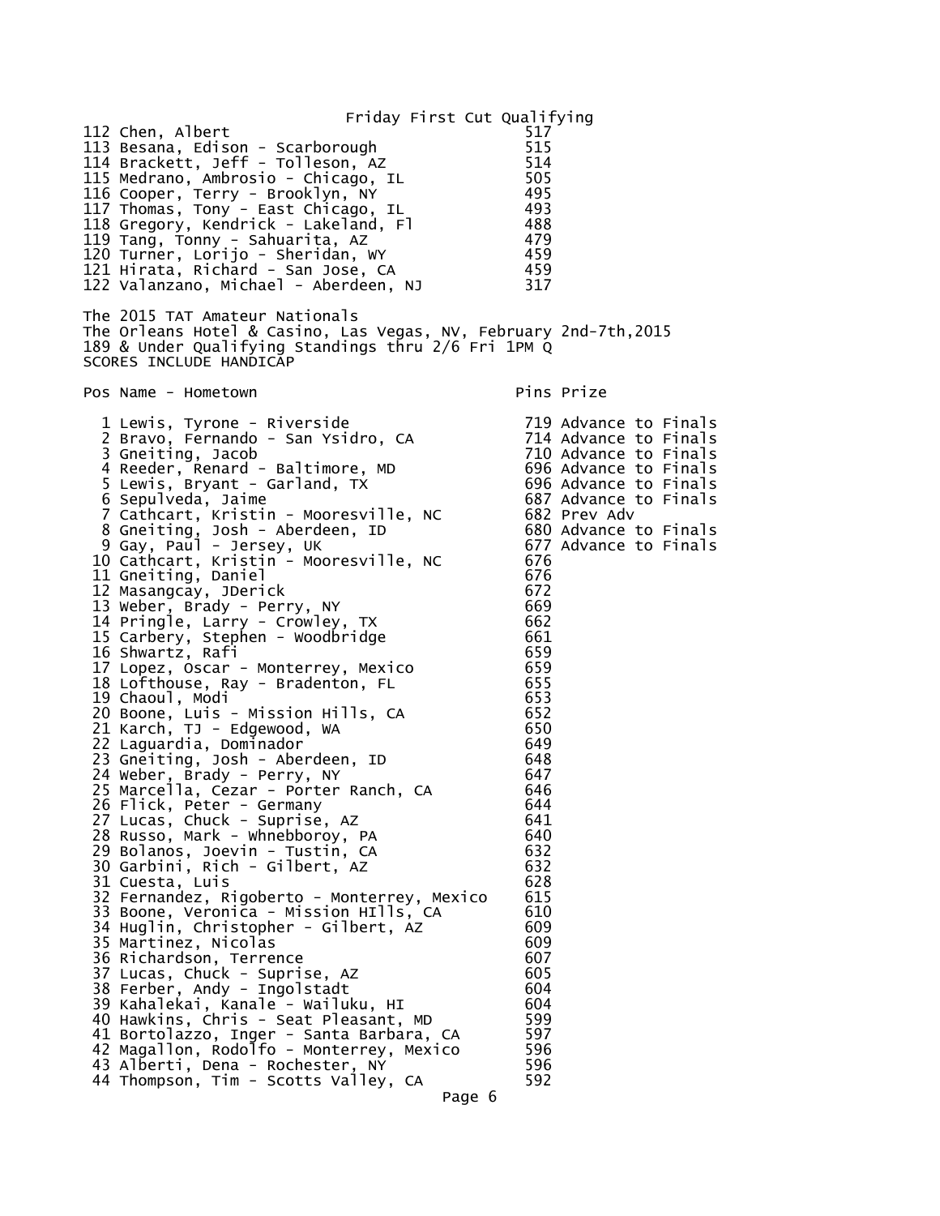Friday First Cut Qualifying

| Pos | Name - Hometown | Pins |
|---|---|---|
| 112 | Chen, Albert | 517 |
| 113 | Besana, Edison - Scarborough | 515 |
| 114 | Brackett, Jeff - Tolleson, AZ | 514 |
| 115 | Medrano, Ambrosio - Chicago, IL | 505 |
| 116 | Cooper, Terry - Brooklyn, NY | 495 |
| 117 | Thomas, Tony - East Chicago, IL | 493 |
| 118 | Gregory, Kendrick - Lakeland, Fl | 488 |
| 119 | Tang, Tonny - Sahuarita, AZ | 479 |
| 120 | Turner, Lorijo - Sheridan, WY | 459 |
| 121 | Hirata, Richard - San Jose, CA | 459 |
| 122 | Valanzano, Michael - Aberdeen, NJ | 317 |

The 2015 TAT Amateur Nationals
The Orleans Hotel & Casino, Las Vegas, NV, February 2nd-7th,2015
189 & Under Qualifying Standings thru 2/6 Fri 1PM Q
SCORES INCLUDE HANDICAP

| Pos | Name - Hometown | Pins | Prize |
|---|---|---|---|
| 1 | Lewis, Tyrone - Riverside | 719 | Advance to Finals |
| 2 | Bravo, Fernando - San Ysidro, CA | 714 | Advance to Finals |
| 3 | Gneiting, Jacob | 710 | Advance to Finals |
| 4 | Reeder, Renard - Baltimore, MD | 696 | Advance to Finals |
| 5 | Lewis, Bryant - Garland, TX | 696 | Advance to Finals |
| 6 | Sepulveda, Jaime | 687 | Advance to Finals |
| 7 | Cathcart, Kristin - Mooresville, NC | 682 | Prev Adv |
| 8 | Gneiting, Josh - Aberdeen, ID | 680 | Advance to Finals |
| 9 | Gay, Paul - Jersey, UK | 677 | Advance to Finals |
| 10 | Cathcart, Kristin - Mooresville, NC | 676 | |
| 11 | Gneiting, Daniel | 676 | |
| 12 | Masangcay, JDerick | 672 | |
| 13 | Weber, Brady - Perry, NY | 669 | |
| 14 | Pringle, Larry - Crowley, TX | 662 | |
| 15 | Carbery, Stephen - Woodbridge | 661 | |
| 16 | Shwartz, Rafi | 659 | |
| 17 | Lopez, Oscar - Monterrey, Mexico | 659 | |
| 18 | Lofthouse, Ray - Bradenton, FL | 655 | |
| 19 | Chaoul, Modi | 653 | |
| 20 | Boone, Luis - Mission Hills, CA | 652 | |
| 21 | Karch, TJ - Edgewood, WA | 650 | |
| 22 | Laguardia, Dominador | 649 | |
| 23 | Gneiting, Josh - Aberdeen, ID | 648 | |
| 24 | Weber, Brady - Perry, NY | 647 | |
| 25 | Marcella, Cezar - Porter Ranch, CA | 646 | |
| 26 | Flick, Peter - Germany | 644 | |
| 27 | Lucas, Chuck - Suprise, AZ | 641 | |
| 28 | Russo, Mark - Whnebboroy, PA | 640 | |
| 29 | Bolanos, Joevin - Tustin, CA | 632 | |
| 30 | Garbini, Rich - Gilbert, AZ | 632 | |
| 31 | Cuesta, Luis | 628 | |
| 32 | Fernandez, Rigoberto - Monterrey, Mexico | 615 | |
| 33 | Boone, Veronica - Mission HIlls, CA | 610 | |
| 34 | Huglin, Christopher - Gilbert, AZ | 609 | |
| 35 | Martinez, Nicolas | 609 | |
| 36 | Richardson, Terrence | 607 | |
| 37 | Lucas, Chuck - Suprise, AZ | 605 | |
| 38 | Ferber, Andy - Ingolstadt | 604 | |
| 39 | Kahalekai, Kanale - Wailuku, HI | 604 | |
| 40 | Hawkins, Chris - Seat Pleasant, MD | 599 | |
| 41 | Bortolazzo, Inger - Santa Barbara, CA | 597 | |
| 42 | Magallon, Rodolfo - Monterrey, Mexico | 596 | |
| 43 | Alberti, Dena - Rochester, NY | 596 | |
| 44 | Thompson, Tim - Scotts Valley, CA | 592 | |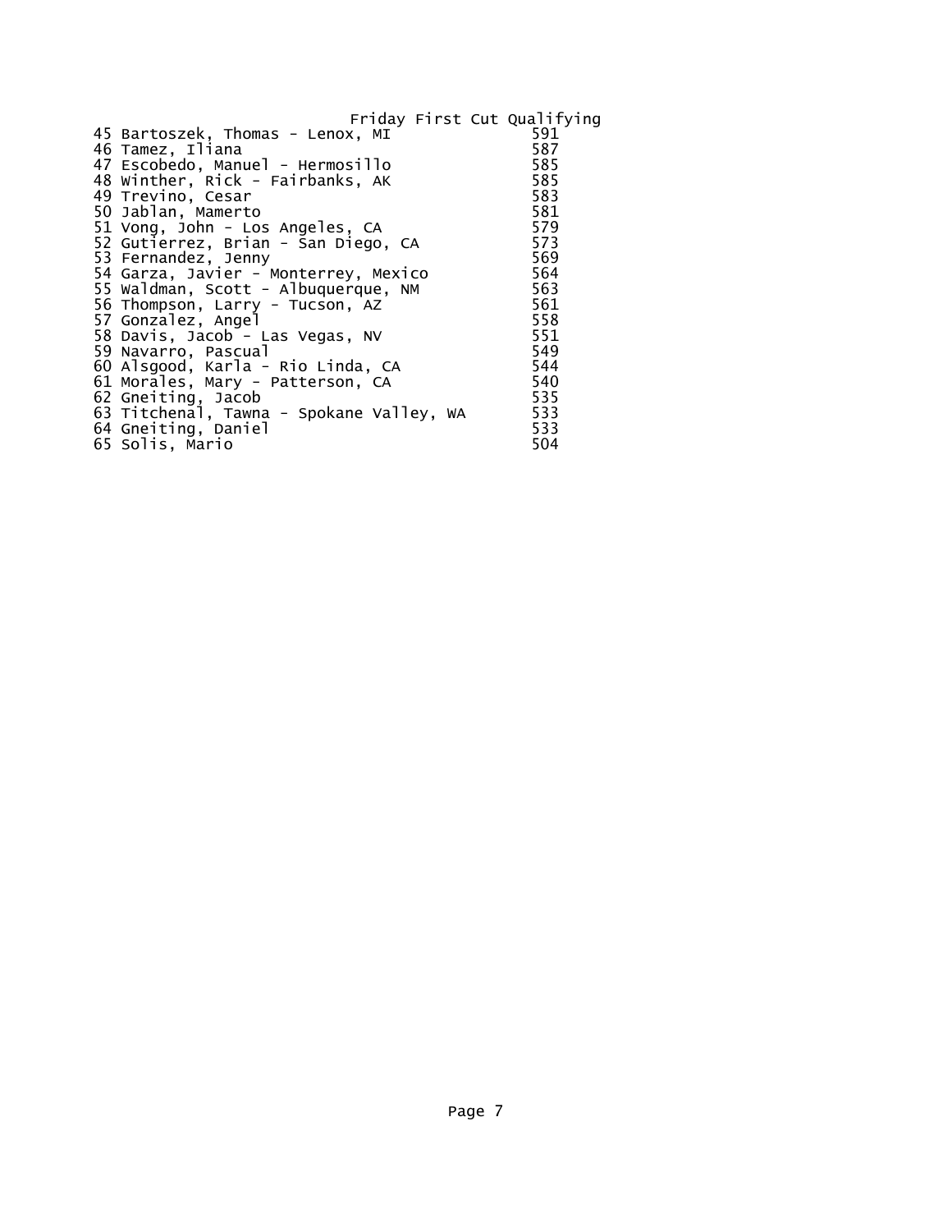Friday First Cut Qualifying

| | | |
|---|---|---|
| 45 | Bartoszek, Thomas - Lenox, MI | 591 |
| 46 | Tamez, Iliana | 587 |
| 47 | Escobedo, Manuel - Hermosillo | 585 |
| 48 | Winther, Rick - Fairbanks, AK | 585 |
| 49 | Trevino, Cesar | 583 |
| 50 | Jablan, Mamerto | 581 |
| 51 | Vong, John - Los Angeles, CA | 579 |
| 52 | Gutierrez, Brian - San Diego, CA | 573 |
| 53 | Fernandez, Jenny | 569 |
| 54 | Garza, Javier - Monterrey, Mexico | 564 |
| 55 | Waldman, Scott - Albuquerque, NM | 563 |
| 56 | Thompson, Larry - Tucson, AZ | 561 |
| 57 | Gonzalez, Angel | 558 |
| 58 | Davis, Jacob - Las Vegas, NV | 551 |
| 59 | Navarro, Pascual | 549 |
| 60 | Alsgood, Karla - Rio Linda, CA | 544 |
| 61 | Morales, Mary - Patterson, CA | 540 |
| 62 | Gneiting, Jacob | 535 |
| 63 | Titchenal, Tawna - Spokane Valley, WA | 533 |
| 64 | Gneiting, Daniel | 533 |
| 65 | Solis, Mario | 504 |